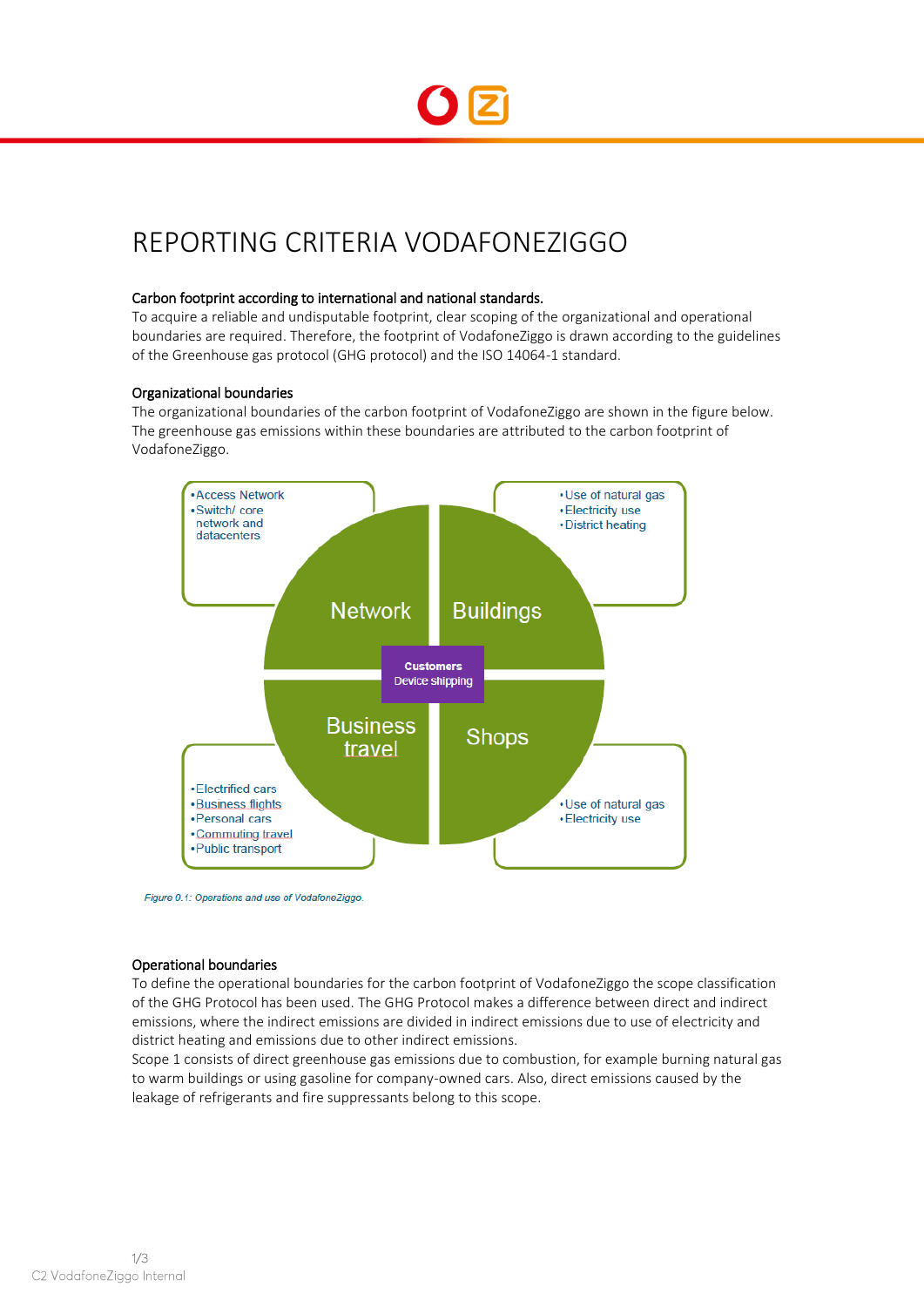# REPORTING CRITERIA VODAFONEZIGGO

## Carbon footprint according to international and national standards.

To acquire a reliable and undisputable footprint, clear scoping of the organizational and operational boundaries are required. Therefore, the footprint of VodafoneZiggo is drawn according to the guidelines of the Greenhouse gas protocol (GHG protocol) and the ISO 14064-1 standard.

## Organizational boundaries

The organizational boundaries of the carbon footprint of VodafoneZiggo are shown in the figure below. The greenhouse gas emissions within these boundaries are attributed to the carbon footprint of VodafoneZiggo.

**Network**
- Access Network
- Switch/ core network and datacenters

**Buildings**
- Use of natural gas
- Electricity use
- District heating

**Customers**
Device shipping

**Business travel**
- Electrified cars
- Business flights
- Personal cars
- Commuting travel
- Public transport

**Shops**
- Use of natural gas
- Electricity use

*Figure 0.1: Operations and use of VodafoneZiggo.*

## Operational boundaries

To define the operational boundaries for the carbon footprint of VodafoneZiggo the scope classification of the GHG Protocol has been used. The GHG Protocol makes a difference between direct and indirect emissions, where the indirect emissions are divided in indirect emissions due to use of electricity and district heating and emissions due to other indirect emissions.

Scope 1 consists of direct greenhouse gas emissions due to combustion, for example burning natural gas to warm buildings or using gasoline for company-owned cars. Also, direct emissions caused by the leakage of refrigerants and fire suppressants belong to this scope.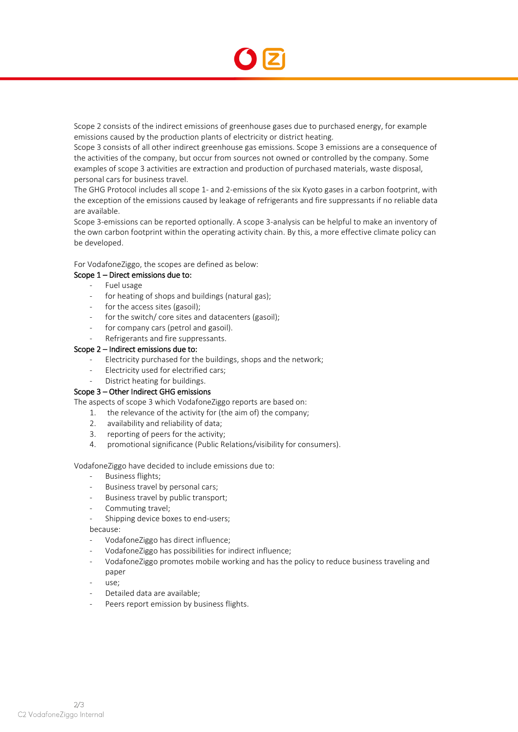Scope 2 consists of the indirect emissions of greenhouse gases due to purchased energy, for example emissions caused by the production plants of electricity or district heating.
Scope 3 consists of all other indirect greenhouse gas emissions. Scope 3 emissions are a consequence of the activities of the company, but occur from sources not owned or controlled by the company. Some examples of scope 3 activities are extraction and production of purchased materials, waste disposal, personal cars for business travel.
The GHG Protocol includes all scope 1- and 2-emissions of the six Kyoto gases in a carbon footprint, with the exception of the emissions caused by leakage of refrigerants and fire suppressants if no reliable data are available.
Scope 3-emissions can be reported optionally. A scope 3-analysis can be helpful to make an inventory of the own carbon footprint within the operating activity chain. By this, a more effective climate policy can be developed.

For VodafoneZiggo, the scopes are defined as below:

**Scope 1 – Direct emissions due to:**

- Fuel usage
- for heating of shops and buildings (natural gas);
- for the access sites (gasoil);
- for the switch/ core sites and datacenters (gasoil);
- for company cars (petrol and gasoil).
- Refrigerants and fire suppressants.

**Scope 2 – Indirect emissions due to:**

- Electricity purchased for the buildings, shops and the network;
- Electricity used for electrified cars;
- District heating for buildings.

**Scope 3 – Other Indirect GHG emissions**

The aspects of scope 3 which VodafoneZiggo reports are based on:

1. the relevance of the activity for (the aim of) the company;
2. availability and reliability of data;
3. reporting of peers for the activity;
4. promotional significance (Public Relations/visibility for consumers).

VodafoneZiggo have decided to include emissions due to:

- Business flights;
- Business travel by personal cars;
- Business travel by public transport;
- Commuting travel;
- Shipping device boxes to end-users;

because:

- VodafoneZiggo has direct influence;
- VodafoneZiggo has possibilities for indirect influence;
- VodafoneZiggo promotes mobile working and has the policy to reduce business traveling and paper
- use;
- Detailed data are available;
- Peers report emission by business flights.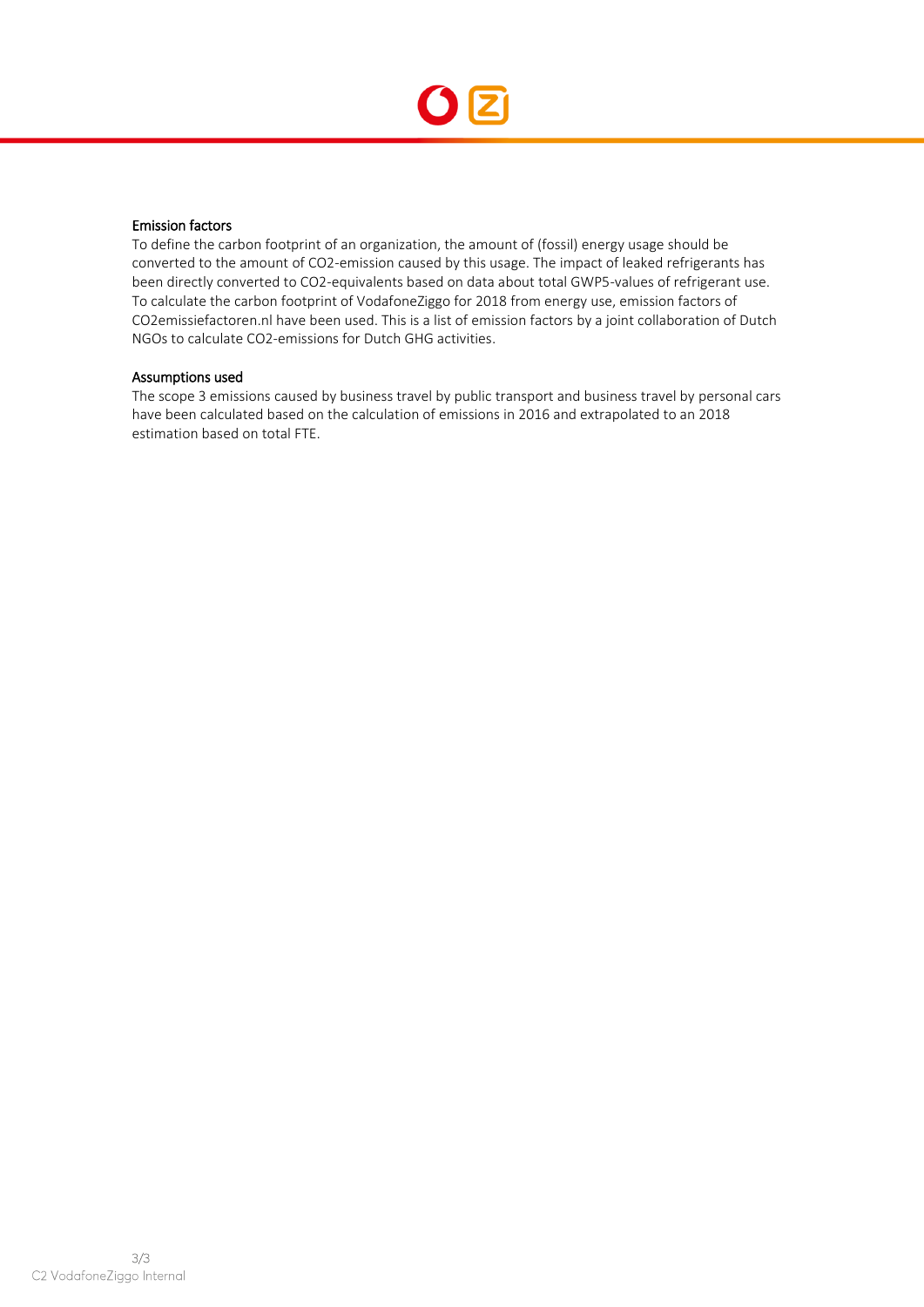### Emission factors

To define the carbon footprint of an organization, the amount of (fossil) energy usage should be converted to the amount of CO2-emission caused by this usage. The impact of leaked refrigerants has been directly converted to CO2-equivalents based on data about total GWP5-values of refrigerant use. To calculate the carbon footprint of VodafoneZiggo for 2018 from energy use, emission factors of CO2emissiefactoren.nl have been used. This is a list of emission factors by a joint collaboration of Dutch NGOs to calculate CO2-emissions for Dutch GHG activities.

### Assumptions used

The scope 3 emissions caused by business travel by public transport and business travel by personal cars have been calculated based on the calculation of emissions in 2016 and extrapolated to an 2018 estimation based on total FTE.